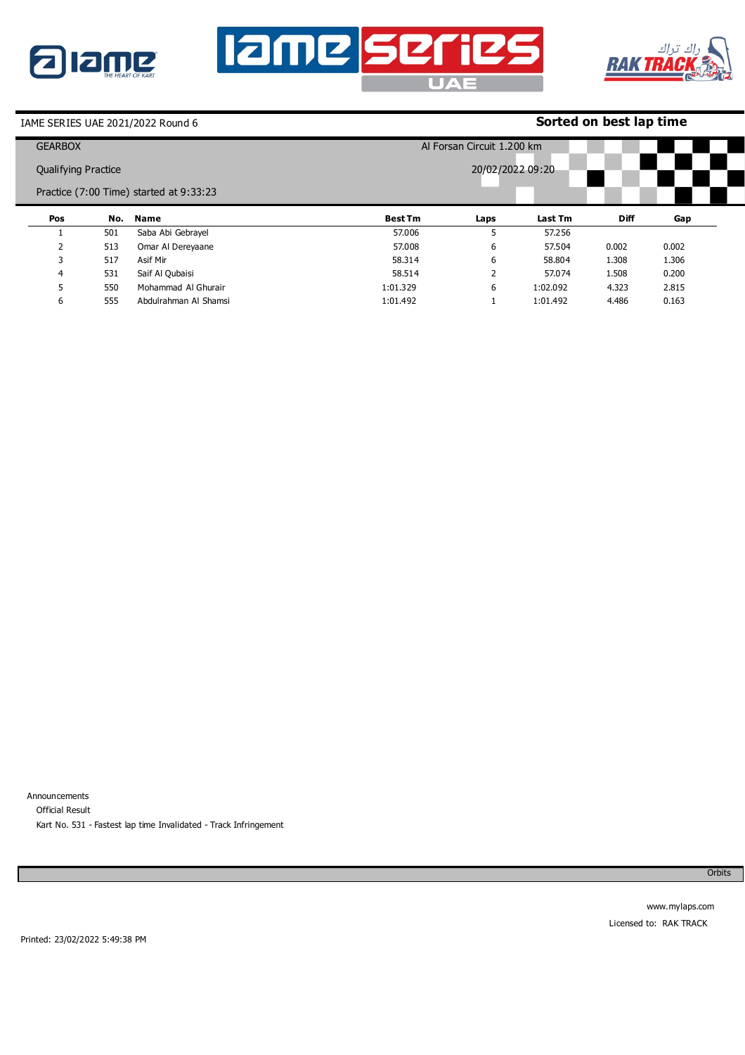IAME SERIES UAE 2021/2022 Round 6

**Sorted on best lap time**

GEARBOX

Al Forsan Circuit 1.200 km

Qualifying Practice

20/02/2022 09:20

Practice (7:00 Time) started at 9:33:23

| Pos | No. | Name | Best Tm | Laps | Last Tm | Diff | Gap |
|---|---|---|---|---|---|---|---|
| 1 | 501 | Saba Abi Gebrayel | 57.006 | 5 | 57.256 | | |
| 2 | 513 | Omar Al Dereyaane | 57.008 | 6 | 57.504 | 0.002 | 0.002 |
| 3 | 517 | Asif Mir | 58.314 | 6 | 58.804 | 1.308 | 1.306 |
| 4 | 531 | Saif Al Qubaisi | 58.514 | 2 | 57.074 | 1.508 | 0.200 |
| 5 | 550 | Mohammad Al Ghurair | 1:01.329 | 6 | 1:02.092 | 4.323 | 2.815 |
| 6 | 555 | Abdulrahman Al Shamsi | 1:01.492 | 1 | 1:01.492 | 4.486 | 0.163 |

Announcements

Official Result

Kart No. 531 - Fastest lap time Invalidated - Track Infringement

Orbits

www.mylaps.com

Licensed to: RAK TRACK

Printed: 23/02/2022 5:49:38 PM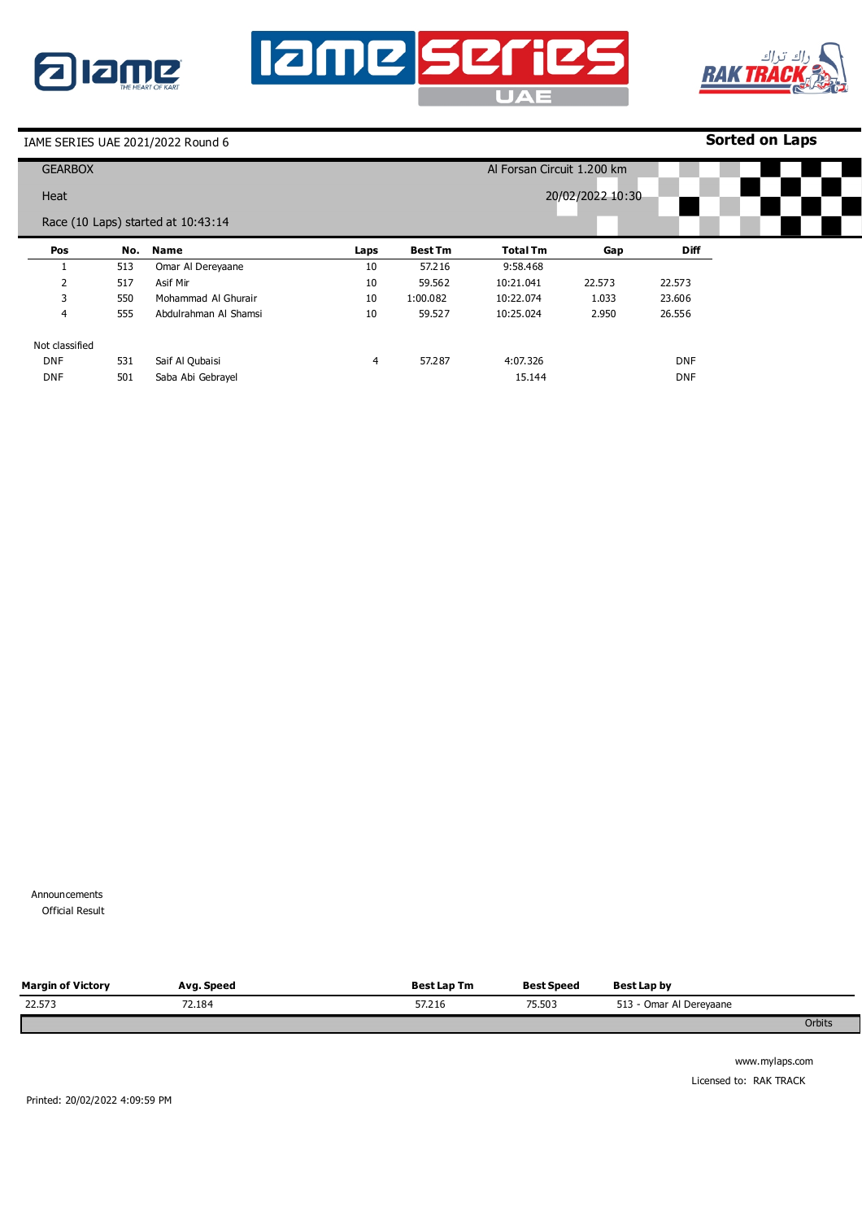IAME SERIES UAE 2021/2022 Round 6

**Sorted on Laps**

GEARBOX

Al Forsan Circuit 1.200 km

Heat

20/02/2022 10:30

Race (10 Laps) started at 10:43:14

| Pos | No. | Name | Laps | Best Tm | Total Tm | Gap | Diff |
|---|---|---|---|---|---|---|---|
| 1 | 513 | Omar Al Dereyaane | 10 | 57.216 | 9:58.468 | | |
| 2 | 517 | Asif Mir | 10 | 59.562 | 10:21.041 | 22.573 | 22.573 |
| 3 | 550 | Mohammad Al Ghurair | 10 | 1:00.082 | 10:22.074 | 1.033 | 23.606 |
| 4 | 555 | Abdulrahman Al Shamsi | 10 | 59.527 | 10:25.024 | 2.950 | 26.556 |
| Not classified | | | | | | | |
| DNF | 531 | Saif Al Qubaisi | 4 | 57.287 | 4:07.326 | | DNF |
| DNF | 501 | Saba Abi Gebrayel | | | 15.144 | | DNF |

Announcements

Official Result

| Margin of Victory | Avg. Speed | Best Lap Tm | Best Speed | Best Lap by |
|---|---|---|---|---|
| 22.573 | 72.184 | 57.216 | 75.503 | 513 - Omar Al Dereyaane |

Orbits

www.mylaps.com

Licensed to: RAK TRACK

Printed: 20/02/2022 4:09:59 PM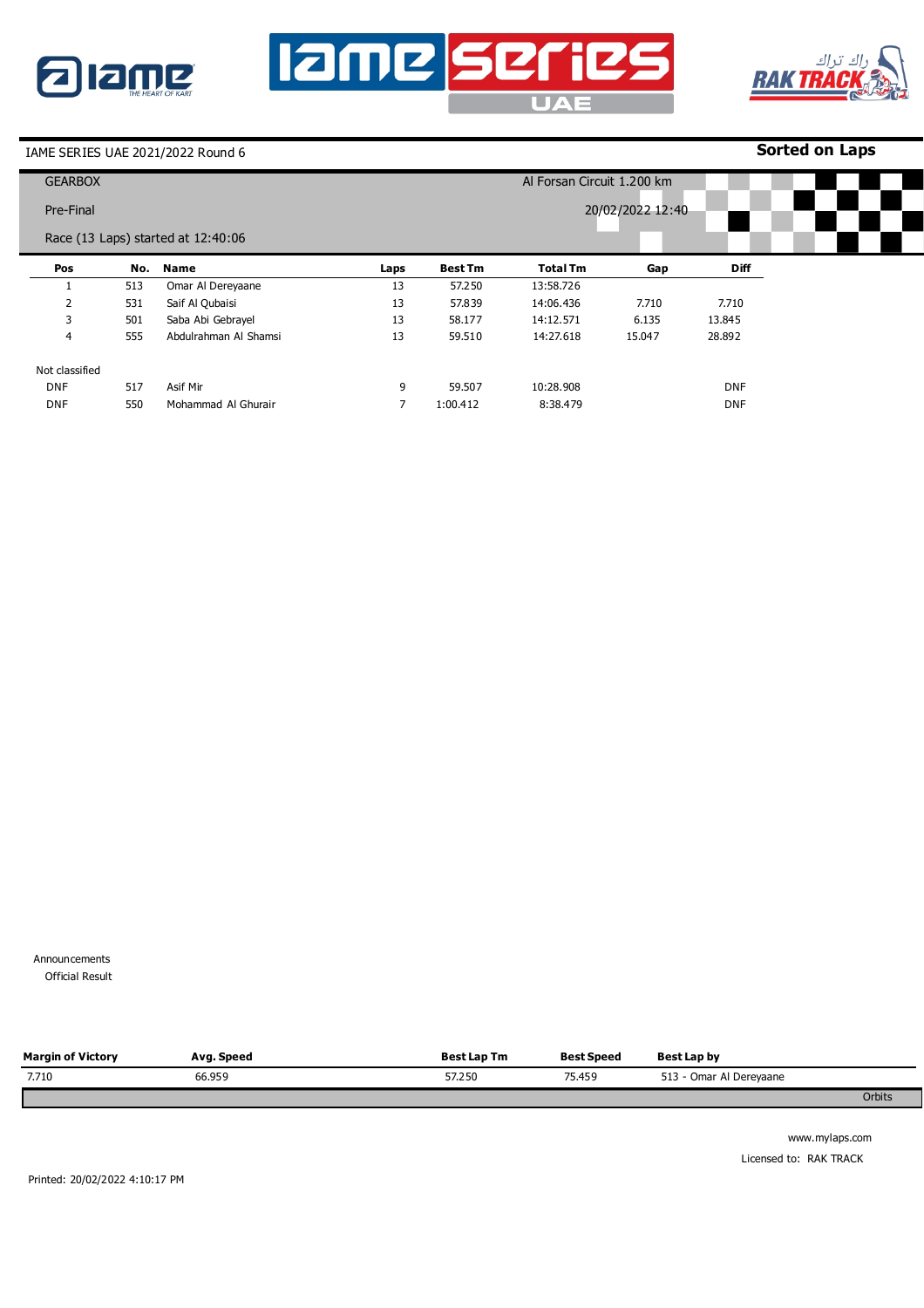IAME SERIES UAE 2021/2022 Round 6

**Sorted on Laps**

GEARBOX

Al Forsan Circuit 1.200 km

Pre-Final

20/02/2022 12:40

Race (13 Laps) started at 12:40:06

| Pos | No. | Name | Laps | Best Tm | Total Tm | Gap | Diff |
|---|---|---|---|---|---|---|---|
| 1 | 513 | Omar Al Dereyaane | 13 | 57.250 | 13:58.726 | | |
| 2 | 531 | Saif Al Qubaisi | 13 | 57.839 | 14:06.436 | 7.710 | 7.710 |
| 3 | 501 | Saba Abi Gebrayel | 13 | 58.177 | 14:12.571 | 6.135 | 13.845 |
| 4 | 555 | Abdulrahman Al Shamsi | 13 | 59.510 | 14:27.618 | 15.047 | 28.892 |
| Not classified | | | | | | | |
| DNF | 517 | Asif Mir | 9 | 59.507 | 10:28.908 | | DNF |
| DNF | 550 | Mohammad Al Ghurair | 7 | 1:00.412 | 8:38.479 | | DNF |

Announcements

Official Result

| Margin of Victory | Avg. Speed | Best Lap Tm | Best Speed | Best Lap by |
|---|---|---|---|---|
| 7.710 | 66.959 | 57.250 | 75.459 | 513 - Omar Al Dereyaane |

Orbits

www.mylaps.com

Licensed to: RAK TRACK

Printed: 20/02/2022 4:10:17 PM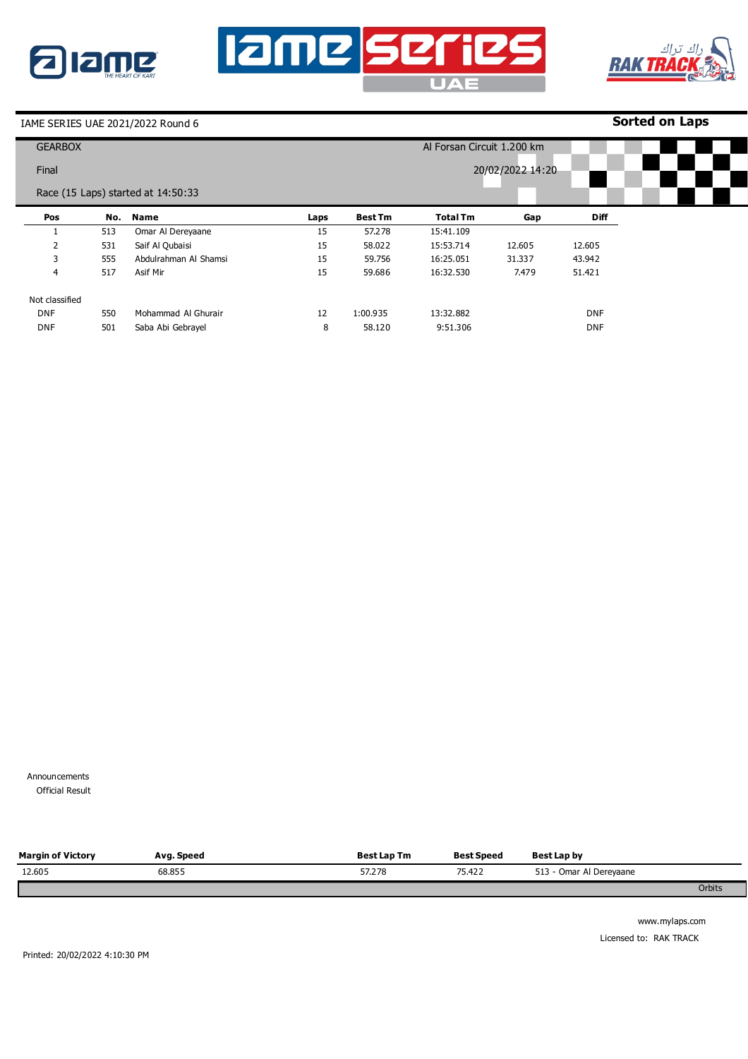IAME SERIES UAE 2021/2022 Round 6

**Sorted on Laps**

GEARBOX

Al Forsan Circuit 1.200 km

Final

20/02/2022 14:20

Race (15 Laps) started at 14:50:33

| Pos | No. | Name | Laps | Best Tm | Total Tm | Gap | Diff |
|---|---|---|---|---|---|---|---|
| 1 | 513 | Omar Al Dereyaane | 15 | 57.278 | 15:41.109 | | |
| 2 | 531 | Saif Al Qubaisi | 15 | 58.022 | 15:53.714 | 12.605 | 12.605 |
| 3 | 555 | Abdulrahman Al Shamsi | 15 | 59.756 | 16:25.051 | 31.337 | 43.942 |
| 4 | 517 | Asif Mir | 15 | 59.686 | 16:32.530 | 7.479 | 51.421 |
| Not classified | | | | | | | |
| DNF | 550 | Mohammad Al Ghurair | 12 | 1:00.935 | 13:32.882 | | DNF |
| DNF | 501 | Saba Abi Gebrayel | 8 | 58.120 | 9:51.306 | | DNF |

Announcements

Official Result

| Margin of Victory | Avg. Speed | Best Lap Tm | Best Speed | Best Lap by |
|---|---|---|---|---|
| 12.605 | 68.855 | 57.278 | 75.422 | 513 - Omar Al Dereyaane |

Orbits

www.mylaps.com

Licensed to: RAK TRACK

Printed: 20/02/2022 4:10:30 PM